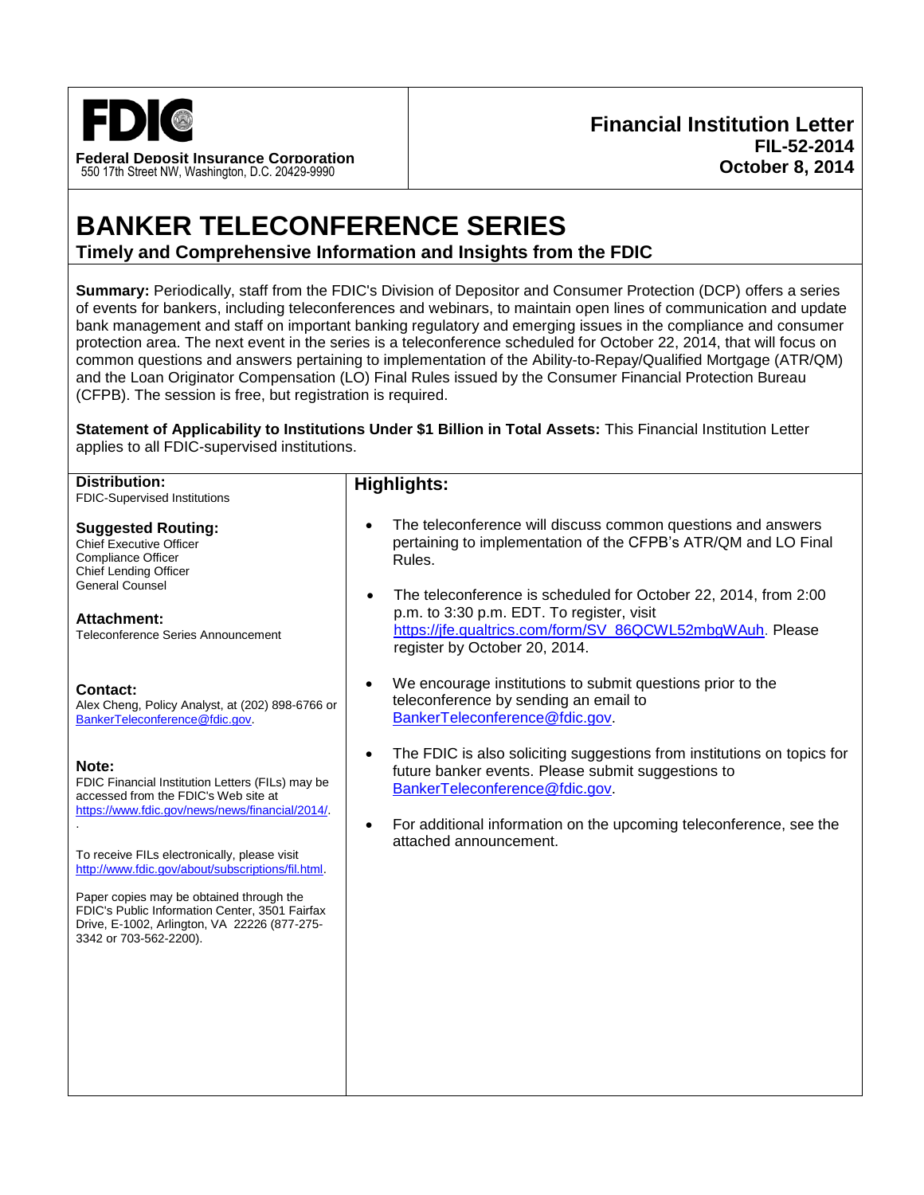**FDIC**

**Federal Deposit Insurance Corporation**
550 17th Street NW, Washington, D.C. 20429-9990

**Financial Institution Letter**
**FIL-52-2014**
**October 8, 2014**

# BANKER TELECONFERENCE SERIES

## Timely and Comprehensive Information and Insights from the FDIC

**Summary:** Periodically, staff from the FDIC's Division of Depositor and Consumer Protection (DCP) offers a series of events for bankers, including teleconferences and webinars, to maintain open lines of communication and update bank management and staff on important banking regulatory and emerging issues in the compliance and consumer protection area. The next event in the series is a teleconference scheduled for October 22, 2014, that will focus on common questions and answers pertaining to implementation of the Ability-to-Repay/Qualified Mortgage (ATR/QM) and the Loan Originator Compensation (LO) Final Rules issued by the Consumer Financial Protection Bureau (CFPB). The session is free, but registration is required.

**Statement of Applicability to Institutions Under $1 Billion in Total Assets:** This Financial Institution Letter applies to all FDIC-supervised institutions.

**Distribution:**
FDIC-Supervised Institutions

**Suggested Routing:**
Chief Executive Officer
Compliance Officer
Chief Lending Officer
General Counsel

**Attachment:**
Teleconference Series Announcement

**Contact:**
Alex Cheng, Policy Analyst, at (202) 898-6766 or BankerTeleconference@fdic.gov.

**Note:**
FDIC Financial Institution Letters (FILs) may be accessed from the FDIC's Web site at https://www.fdic.gov/news/news/financial/2014/.

To receive FILs electronically, please visit http://www.fdic.gov/about/subscriptions/fil.html.

Paper copies may be obtained through the FDIC's Public Information Center, 3501 Fairfax Drive, E-1002, Arlington, VA 22226 (877-275-3342 or 703-562-2200).

**Highlights:**

- The teleconference will discuss common questions and answers pertaining to implementation of the CFPB's ATR/QM and LO Final Rules.
- The teleconference is scheduled for October 22, 2014, from 2:00 p.m. to 3:30 p.m. EDT. To register, visit https://jfe.qualtrics.com/form/SV_86QCWL52mbgWAuh. Please register by October 20, 2014.
- We encourage institutions to submit questions prior to the teleconference by sending an email to BankerTeleconference@fdic.gov.
- The FDIC is also soliciting suggestions from institutions on topics for future banker events. Please submit suggestions to BankerTeleconference@fdic.gov.
- For additional information on the upcoming teleconference, see the attached announcement.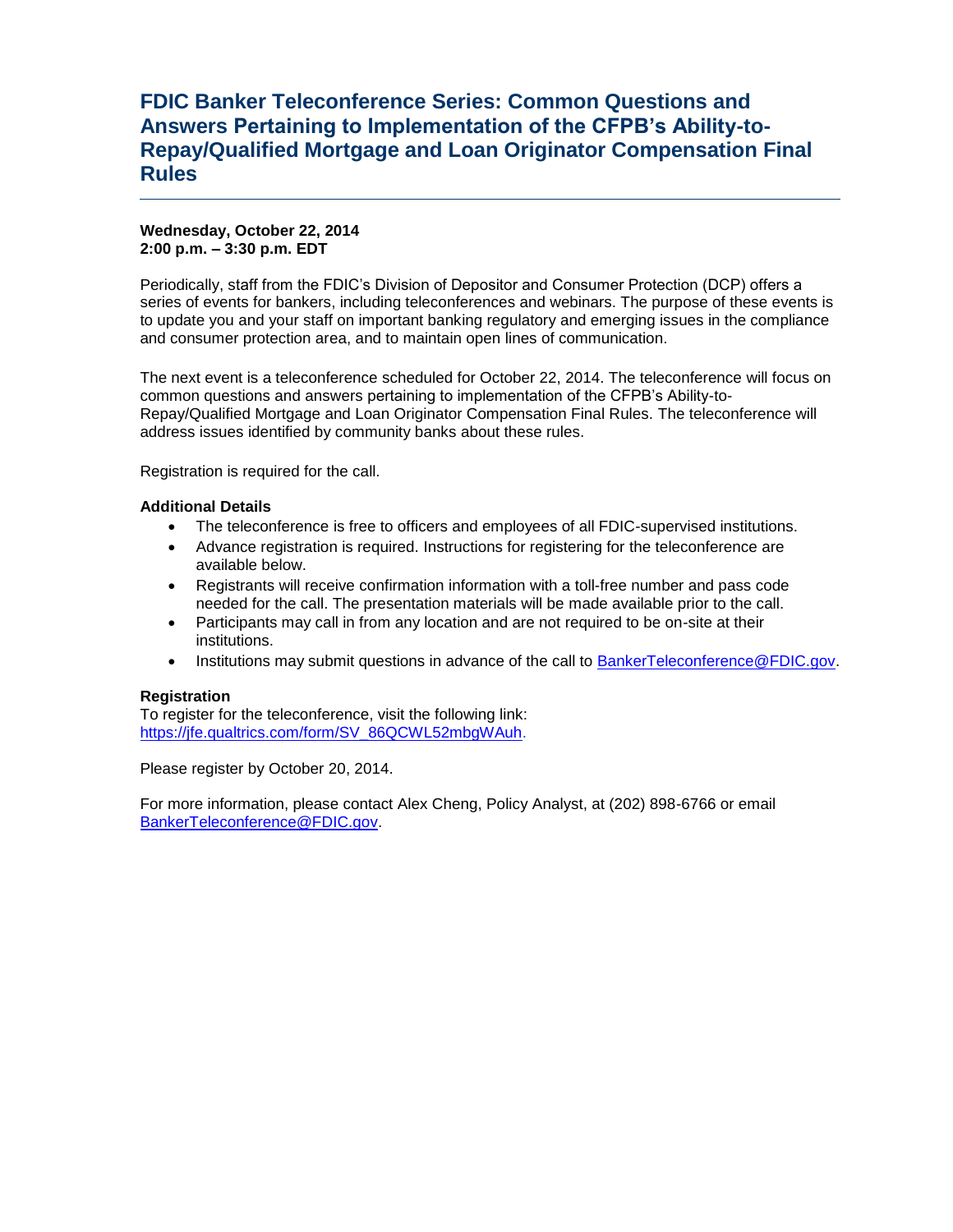# FDIC Banker Teleconference Series: Common Questions and Answers Pertaining to Implementation of the CFPB's Ability-to-Repay/Qualified Mortgage and Loan Originator Compensation Final Rules

**Wednesday, October 22, 2014**
**2:00 p.m. – 3:30 p.m. EDT**

Periodically, staff from the FDIC's Division of Depositor and Consumer Protection (DCP) offers a series of events for bankers, including teleconferences and webinars. The purpose of these events is to update you and your staff on important banking regulatory and emerging issues in the compliance and consumer protection area, and to maintain open lines of communication.

The next event is a teleconference scheduled for October 22, 2014. The teleconference will focus on common questions and answers pertaining to implementation of the CFPB's Ability-to-Repay/Qualified Mortgage and Loan Originator Compensation Final Rules. The teleconference will address issues identified by community banks about these rules.

Registration is required for the call.

**Additional Details**

- The teleconference is free to officers and employees of all FDIC-supervised institutions.
- Advance registration is required. Instructions for registering for the teleconference are available below.
- Registrants will receive confirmation information with a toll-free number and pass code needed for the call. The presentation materials will be made available prior to the call.
- Participants may call in from any location and are not required to be on-site at their institutions.
- Institutions may submit questions in advance of the call to BankerTeleconference@FDIC.gov.

**Registration**

To register for the teleconference, visit the following link:
https://jfe.qualtrics.com/form/SV_86QCWL52mbgWAuh.

Please register by October 20, 2014.

For more information, please contact Alex Cheng, Policy Analyst, at (202) 898-6766 or email BankerTeleconference@FDIC.gov.